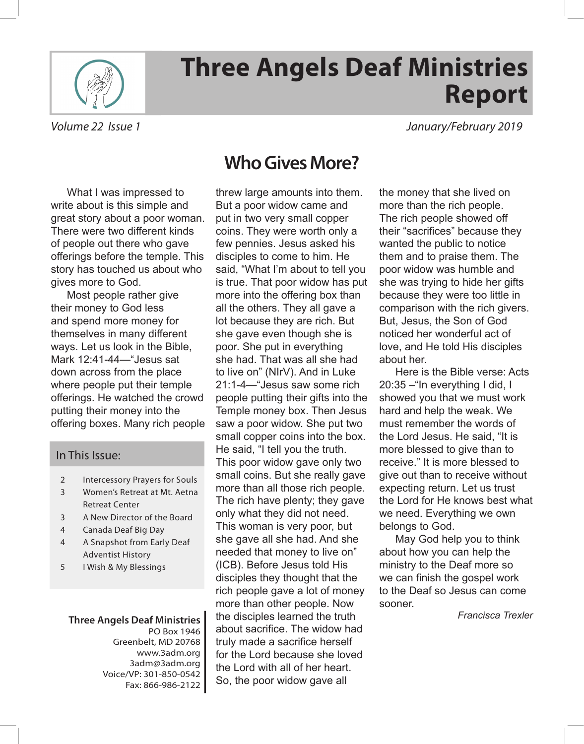# Three Angels Deaf Ministries Report

*Volume 22 Issue 1* *January/February 2019*

## Who Gives More?

What I was impressed to write about is this simple and great story about a poor woman. There were two different kinds of people out there who gave offerings before the temple. This story has touched us about who gives more to God.

Most people rather give their money to God less and spend more money for themselves in many different ways. Let us look in the Bible, Mark 12:41-44—"Jesus sat down across from the place where people put their temple offerings. He watched the crowd putting their money into the offering boxes. Many rich people threw large amounts into them. But a poor widow came and put in two very small copper coins. They were worth only a few pennies. Jesus asked his disciples to come to him. He said, "What I'm about to tell you is true. That poor widow has put more into the offering box than all the others. They all gave a lot because they are rich. But she gave even though she is poor. She put in everything she had. That was all she had to live on" (NIrV). And in Luke 21:1-4—"Jesus saw some rich people putting their gifts into the Temple money box. Then Jesus saw a poor widow. She put two small copper coins into the box. He said, "I tell you the truth. This poor widow gave only two small coins. But she really gave more than all those rich people. The rich have plenty; they gave only what they did not need. This woman is very poor, but she gave all she had. And she needed that money to live on" (ICB). Before Jesus told His disciples they thought that the rich people gave a lot of money more than other people. Now the disciples learned the truth about sacrifice. The widow had truly made a sacrifice herself for the Lord because she loved the Lord with all of her heart. So, the poor widow gave all the money that she lived on more than the rich people. The rich people showed off their "sacrifices" because they wanted the public to notice them and to praise them. The poor widow was humble and she was trying to hide her gifts because they were too little in comparison with the rich givers. But, Jesus, the Son of God noticed her wonderful act of love, and He told His disciples about her.

Here is the Bible verse: Acts 20:35 –"In everything I did, I showed you that we must work hard and help the weak. We must remember the words of the Lord Jesus. He said, "It is more blessed to give than to receive." It is more blessed to give out than to receive without expecting return. Let us trust the Lord for He knows best what we need. Everything we own belongs to God.

May God help you to think about how you can help the ministry to the Deaf more so we can finish the gospel work to the Deaf so Jesus can come sooner.

*Francisca Trexler*

### In This Issue:

| | |
|---|---|
| 2 | Intercessory Prayers for Souls |
| 3 | Women's Retreat at Mt. Aetna Retreat Center |
| 3 | A New Director of the Board |
| 4 | Canada Deaf Big Day |
| 4 | A Snapshot from Early Deaf Adventist History |
| 5 | I Wish & My Blessings |

**Three Angels Deaf Ministries**
PO Box 1946
Greenbelt, MD 20768
www.3adm.org
3adm@3adm.org
Voice/VP: 301-850-0542
Fax: 866-986-2122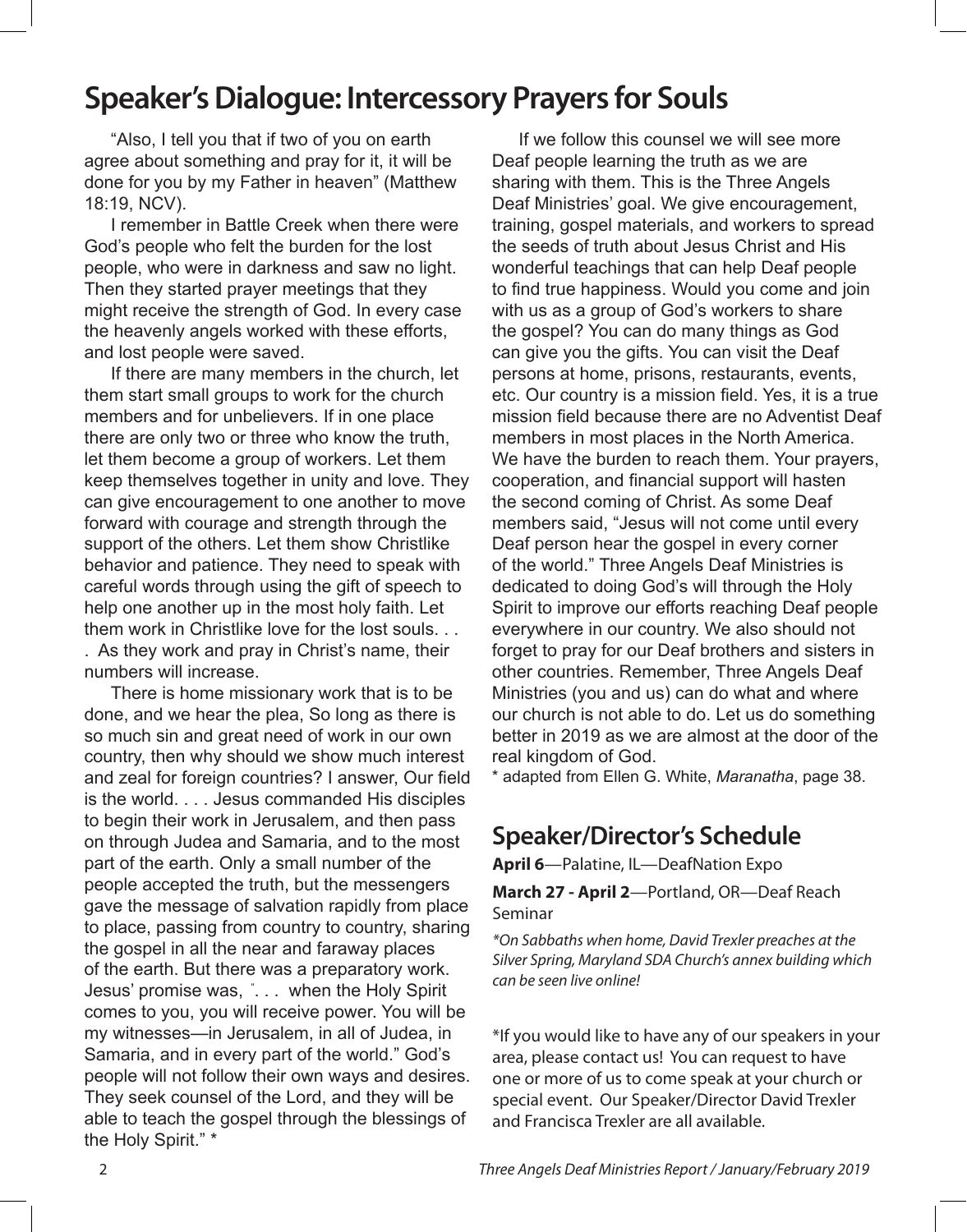# Speaker's Dialogue: Intercessory Prayers for Souls

"Also, I tell you that if two of you on earth agree about something and pray for it, it will be done for you by my Father in heaven" (Matthew 18:19, NCV).

I remember in Battle Creek when there were God's people who felt the burden for the lost people, who were in darkness and saw no light. Then they started prayer meetings that they might receive the strength of God. In every case the heavenly angels worked with these efforts, and lost people were saved.

If there are many members in the church, let them start small groups to work for the church members and for unbelievers. If in one place there are only two or three who know the truth, let them become a group of workers. Let them keep themselves together in unity and love. They can give encouragement to one another to move forward with courage and strength through the support of the others. Let them show Christlike behavior and patience. They need to speak with careful words through using the gift of speech to help one another up in the most holy faith. Let them work in Christlike love for the lost souls. . . . As they work and pray in Christ's name, their numbers will increase.

There is home missionary work that is to be done, and we hear the plea, So long as there is so much sin and great need of work in our own country, then why should we show much interest and zeal for foreign countries? I answer, Our field is the world. . . . Jesus commanded His disciples to begin their work in Jerusalem, and then pass on through Judea and Samaria, and to the most part of the earth. Only a small number of the people accepted the truth, but the messengers gave the message of salvation rapidly from place to place, passing from country to country, sharing the gospel in all the near and faraway places of the earth. But there was a preparatory work. Jesus' promise was, ". . . when the Holy Spirit comes to you, you will receive power. You will be my witnesses—in Jerusalem, in all of Judea, in Samaria, and in every part of the world." God's people will not follow their own ways and desires. They seek counsel of the Lord, and they will be able to teach the gospel through the blessings of the Holy Spirit." *

If we follow this counsel we will see more Deaf people learning the truth as we are sharing with them. This is the Three Angels Deaf Ministries' goal. We give encouragement, training, gospel materials, and workers to spread the seeds of truth about Jesus Christ and His wonderful teachings that can help Deaf people to find true happiness. Would you come and join with us as a group of God's workers to share the gospel? You can do many things as God can give you the gifts. You can visit the Deaf persons at home, prisons, restaurants, events, etc. Our country is a mission field. Yes, it is a true mission field because there are no Adventist Deaf members in most places in the North America. We have the burden to reach them. Your prayers, cooperation, and financial support will hasten the second coming of Christ. As some Deaf members said, "Jesus will not come until every Deaf person hear the gospel in every corner of the world." Three Angels Deaf Ministries is dedicated to doing God's will through the Holy Spirit to improve our efforts reaching Deaf people everywhere in our country. We also should not forget to pray for our Deaf brothers and sisters in other countries. Remember, Three Angels Deaf Ministries (you and us) can do what and where our church is not able to do. Let us do something better in 2019 as we are almost at the door of the real kingdom of God.

* adapted from Ellen G. White, *Maranatha*, page 38.

## Speaker/Director's Schedule

**April 6**—Palatine, IL—DeafNation Expo

**March 27 - April 2**—Portland, OR—Deaf Reach Seminar

*\*On Sabbaths when home, David Trexler preaches at the Silver Spring, Maryland SDA Church's annex building which can be seen live online!*

*If you would like to have any of our speakers in your area, please contact us! You can request to have one or more of us to come speak at your church or special event. Our Speaker/Director David Trexler and Francisca Trexler are all available.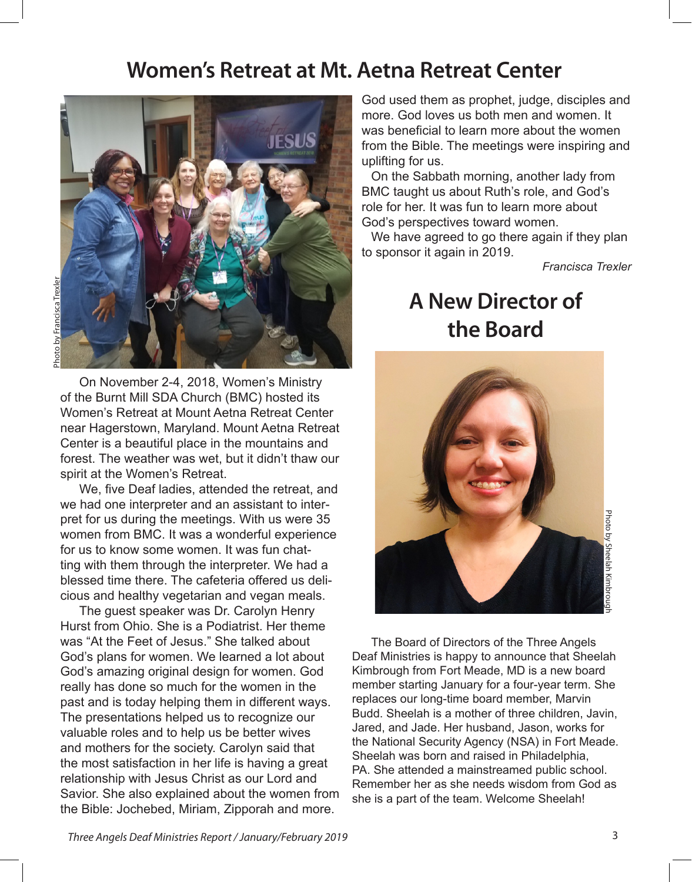## Women's Retreat at Mt. Aetna Retreat Center

Photo by Francisca Trexler

On November 2-4, 2018, Women's Ministry of the Burnt Mill SDA Church (BMC) hosted its Women's Retreat at Mount Aetna Retreat Center near Hagerstown, Maryland. Mount Aetna Retreat Center is a beautiful place in the mountains and forest. The weather was wet, but it didn't thaw our spirit at the Women's Retreat.

We, five Deaf ladies, attended the retreat, and we had one interpreter and an assistant to interpret for us during the meetings. With us were 35 women from BMC. It was a wonderful experience for us to know some women. It was fun chatting with them through the interpreter. We had a blessed time there. The cafeteria offered us delicious and healthy vegetarian and vegan meals.

The guest speaker was Dr. Carolyn Henry Hurst from Ohio. She is a Podiatrist. Her theme was "At the Feet of Jesus." She talked about God's plans for women. We learned a lot about God's amazing original design for women. God really has done so much for the women in the past and is today helping them in different ways. The presentations helped us to recognize our valuable roles and to help us be better wives and mothers for the society. Carolyn said that the most satisfaction in her life is having a great relationship with Jesus Christ as our Lord and Savior. She also explained about the women from the Bible: Jochebed, Miriam, Zipporah and more. God used them as prophet, judge, disciples and more. God loves us both men and women. It was beneficial to learn more about the women from the Bible. The meetings were inspiring and uplifting for us.

On the Sabbath morning, another lady from BMC taught us about Ruth's role, and God's role for her. It was fun to learn more about God's perspectives toward women.

We have agreed to go there again if they plan to sponsor it again in 2019.

*Francisca Trexler*

## A New Director of the Board

Photo by Sheelah Kimbrough

The Board of Directors of the Three Angels Deaf Ministries is happy to announce that Sheelah Kimbrough from Fort Meade, MD is a new board member starting January for a four-year term. She replaces our long-time board member, Marvin Budd. Sheelah is a mother of three children, Javin, Jared, and Jade. Her husband, Jason, works for the National Security Agency (NSA) in Fort Meade. Sheelah was born and raised in Philadelphia, PA. She attended a mainstreamed public school. Remember her as she needs wisdom from God as she is a part of the team. Welcome Sheelah!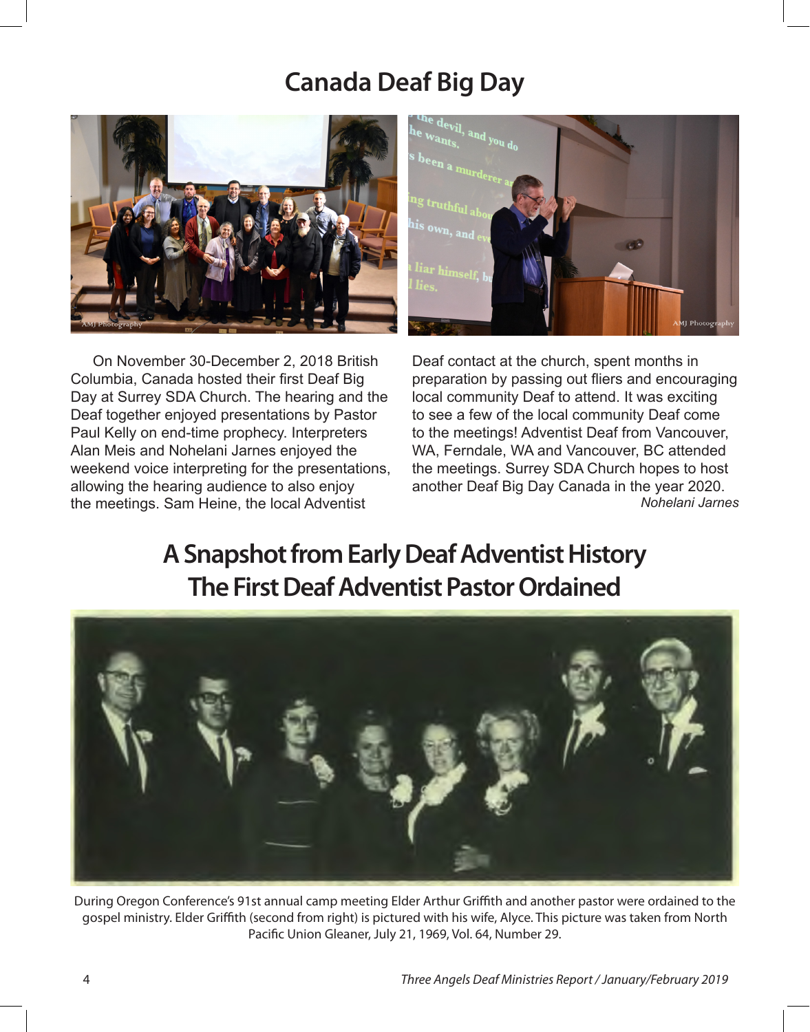# Canada Deaf Big Day

On November 30-December 2, 2018 British Columbia, Canada hosted their first Deaf Big Day at Surrey SDA Church. The hearing and the Deaf together enjoyed presentations by Pastor Paul Kelly on end-time prophecy. Interpreters Alan Meis and Nohelani Jarnes enjoyed the weekend voice interpreting for the presentations, allowing the hearing audience to also enjoy the meetings. Sam Heine, the local Adventist Deaf contact at the church, spent months in preparation by passing out fliers and encouraging local community Deaf to attend. It was exciting to see a few of the local community Deaf come to the meetings! Adventist Deaf from Vancouver, WA, Ferndale, WA and Vancouver, BC attended the meetings. Surrey SDA Church hopes to host another Deaf Big Day Canada in the year 2020.

*Nohelani Jarnes*

# A Snapshot from Early Deaf Adventist History
# The First Deaf Adventist Pastor Ordained

During Oregon Conference's 91st annual camp meeting Elder Arthur Griffith and another pastor were ordained to the gospel ministry. Elder Griffith (second from right) is pictured with his wife, Alyce. This picture was taken from North Pacific Union Gleaner, July 21, 1969, Vol. 64, Number 29.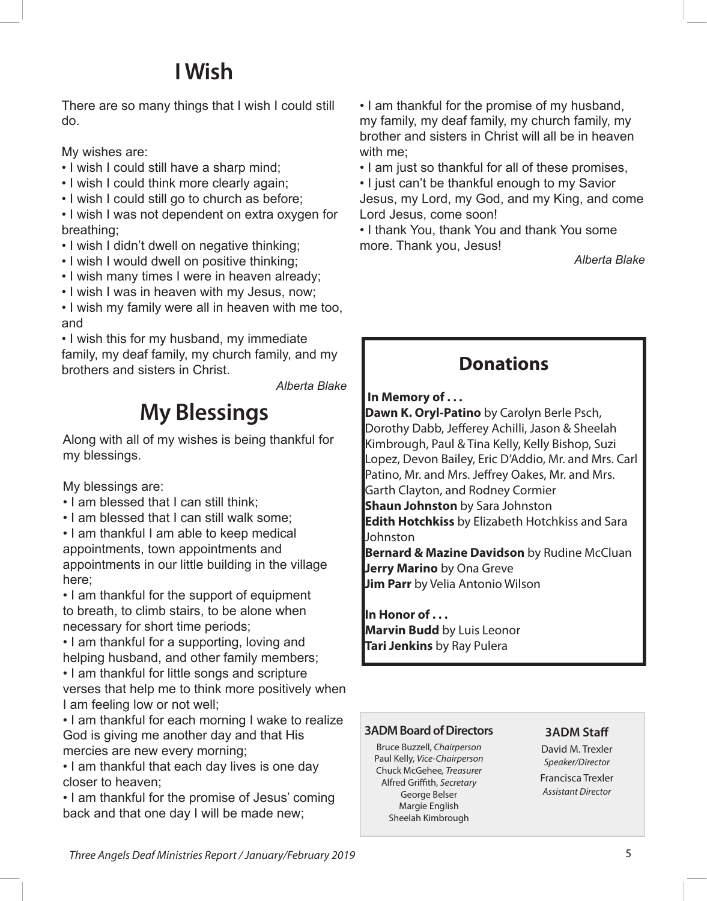# I Wish

There are so many things that I wish I could still do.

My wishes are:

- I wish I could still have a sharp mind;
- I wish I could think more clearly again;
- I wish I could still go to church as before;
- I wish I was not dependent on extra oxygen for breathing;
- I wish I didn't dwell on negative thinking;
- I wish I would dwell on positive thinking;
- I wish many times I were in heaven already;
- I wish I was in heaven with my Jesus, now;
- I wish my family were all in heaven with me too, and
- I wish this for my husband, my immediate family, my deaf family, my church family, and my brothers and sisters in Christ.

*Alberta Blake*

# My Blessings

Along with all of my wishes is being thankful for my blessings.

My blessings are:

- I am blessed that I can still think;
- I am blessed that I can still walk some;
- I am thankful I am able to keep medical appointments, town appointments and appointments in our little building in the village here;
- I am thankful for the support of equipment to breath, to climb stairs, to be alone when necessary for short time periods;
- I am thankful for a supporting, loving and helping husband, and other family members;
- I am thankful for little songs and scripture verses that help me to think more positively when I am feeling low or not well;
- I am thankful for each morning I wake to realize God is giving me another day and that His mercies are new every morning;
- I am thankful that each day lives is one day closer to heaven;
- I am thankful for the promise of Jesus' coming back and that one day I will be made new;
- I am thankful for the promise of my husband, my family, my deaf family, my church family, my brother and sisters in Christ will all be in heaven with me;
- I am just so thankful for all of these promises,
- I just can't be thankful enough to my Savior Jesus, my Lord, my God, and my King, and come Lord Jesus, come soon!
- I thank You, thank You and thank You some more. Thank you, Jesus!

*Alberta Blake*

## Donations

**In Memory of . . .**

**Dawn K. Oryl-Patino** by Carolyn Berle Psch, Dorothy Dabb, Jefferey Achilli, Jason & Sheelah Kimbrough, Paul & Tina Kelly, Kelly Bishop, Suzi Lopez, Devon Bailey, Eric D'Addio, Mr. and Mrs. Carl Patino, Mr. and Mrs. Jeffrey Oakes, Mr. and Mrs. Garth Clayton, and Rodney Cormier

**Shaun Johnston** by Sara Johnston

**Edith Hotchkiss** by Elizabeth Hotchkiss and Sara Johnston

**Bernard & Mazine Davidson** by Rudine McCluan

**Jerry Marino** by Ona Greve

**Jim Parr** by Velia Antonio Wilson

**In Honor of . . .**

**Marvin Budd** by Luis Leonor

**Tari Jenkins** by Ray Pulera

**3ADM Board of Directors**

Bruce Buzzell, *Chairperson*
Paul Kelly, *Vice-Chairperson*
Chuck McGehee, *Treasurer*
Alfred Griffith, *Secretary*
George Belser
Margie English
Sheelah Kimbrough

**3ADM Staff**

David M. Trexler
*Speaker/Director*

Francisca Trexler
*Assistant Director*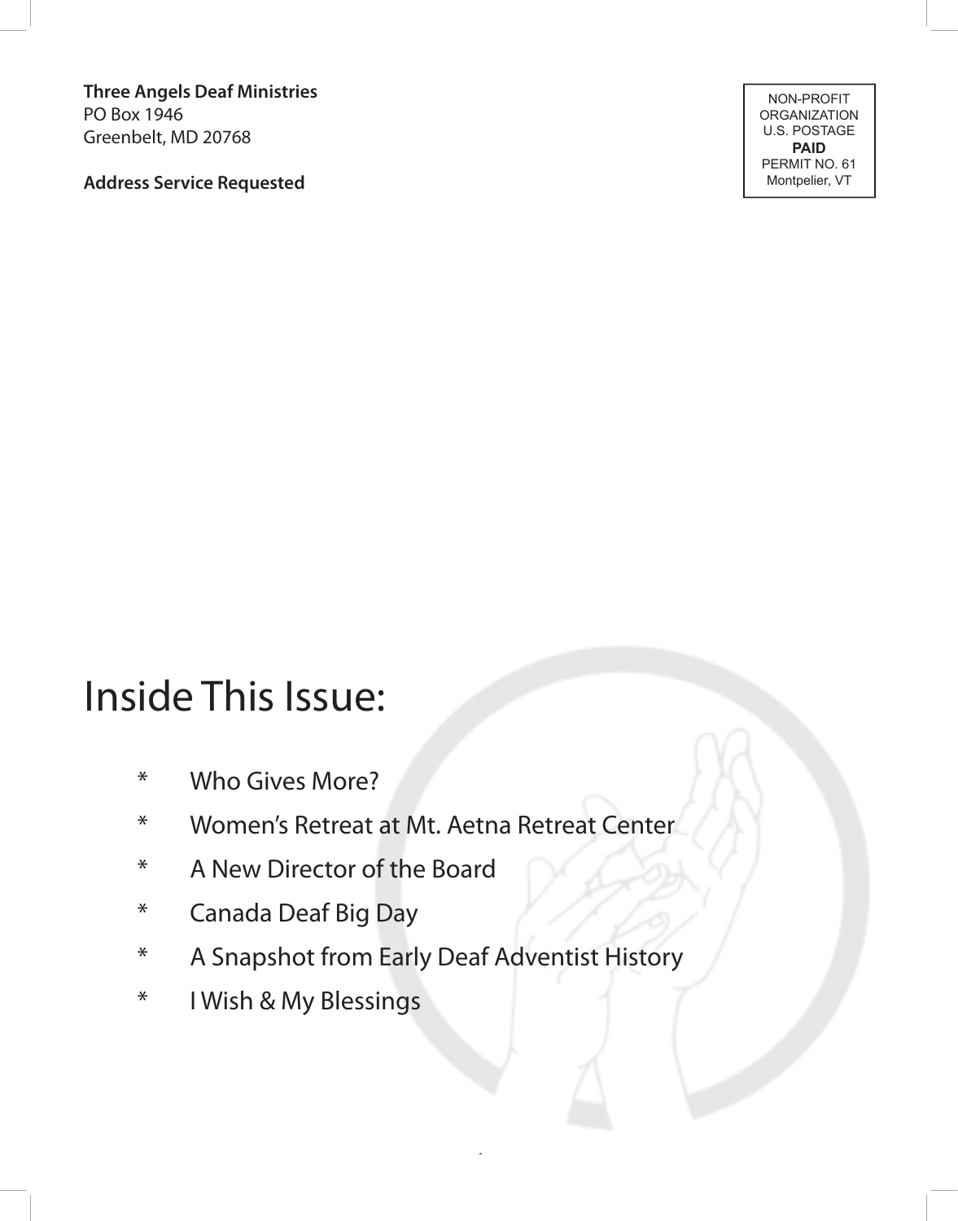**Three Angels Deaf Ministries**
PO Box 1946
Greenbelt, MD 20768

**Address Service Requested**

NON-PROFIT
ORGANIZATION
U.S. POSTAGE
**PAID**
PERMIT NO. 61
Montpelier, VT

# Inside This Issue:

* Who Gives More?
* Women's Retreat at Mt. Aetna Retreat Center
* A New Director of the Board
* Canada Deaf Big Day
* A Snapshot from Early Deaf Adventist History
* I Wish & My Blessings